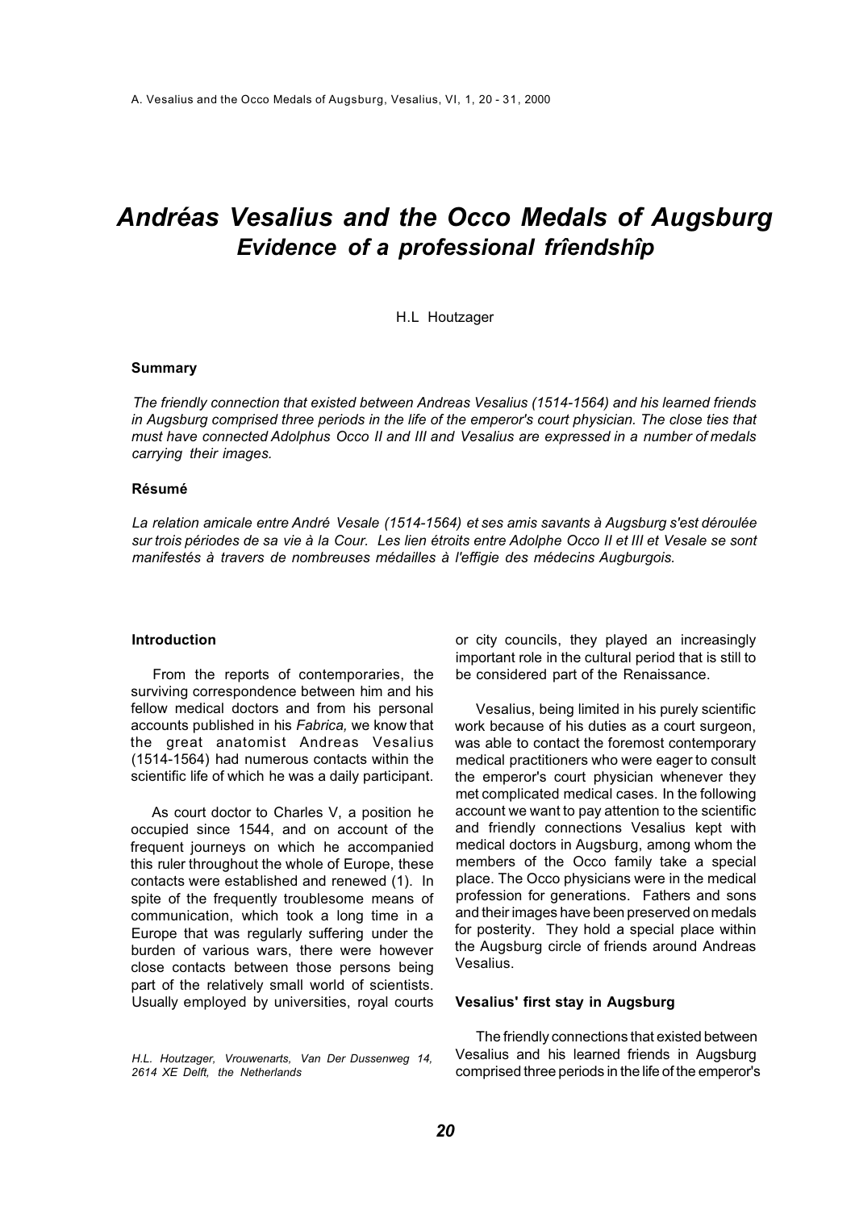# *Andréas Vesalius and the Occo Medals of Augsburg*
## *Evidence of a professional frîendshîp*

H.L Houtzager

#### Summary

*The friendly connection that existed between Andreas Vesalius (1514-1564) and his learned friends in Augsburg comprised three periods in the life of the emperor's court physician. The close ties that must have connected Adolphus Occo II and III and Vesalius are expressed in a number of medals carrying their images.*

#### Résumé

*La relation amicale entre André Vesale (1514-1564) et ses amis savants à Augsburg s'est déroulée sur trois périodes de sa vie à la Cour. Les lien étroits entre Adolphe Occo II et III et Vesale se sont manifestés à travers de nombreuses médailles à l'effigie des médecins Augburgois.*

#### Introduction

From the reports of contemporaries, the surviving correspondence between him and his fellow medical doctors and from his personal accounts published in his *Fabrica,* we know that the great anatomist Andreas Vesalius (1514-1564) had numerous contacts within the scientific life of which he was a daily participant.

As court doctor to Charles V, a position he occupied since 1544, and on account of the frequent journeys on which he accompanied this ruler throughout the whole of Europe, these contacts were established and renewed (1). In spite of the frequently troublesome means of communication, which took a long time in a Europe that was regularly suffering under the burden of various wars, there were however close contacts between those persons being part of the relatively small world of scientists. Usually employed by universities, royal courts or city councils, they played an increasingly important role in the cultural period that is still to be considered part of the Renaissance.

Vesalius, being limited in his purely scientific work because of his duties as a court surgeon, was able to contact the foremost contemporary medical practitioners who were eager to consult the emperor's court physician whenever they met complicated medical cases. In the following account we want to pay attention to the scientific and friendly connections Vesalius kept with medical doctors in Augsburg, among whom the members of the Occo family take a special place. The Occo physicians were in the medical profession for generations. Fathers and sons and their images have been preserved on medals for posterity. They hold a special place within the Augsburg circle of friends around Andreas Vesalius.

*H.L. Houtzager, Vrouwenarts, Van Der Dussenweg 14, 2614 XE Delft, the Netherlands*

#### Vesalius' first stay in Augsburg

The friendly connections that existed between Vesalius and his learned friends in Augsburg comprised three periods in the life of the emperor's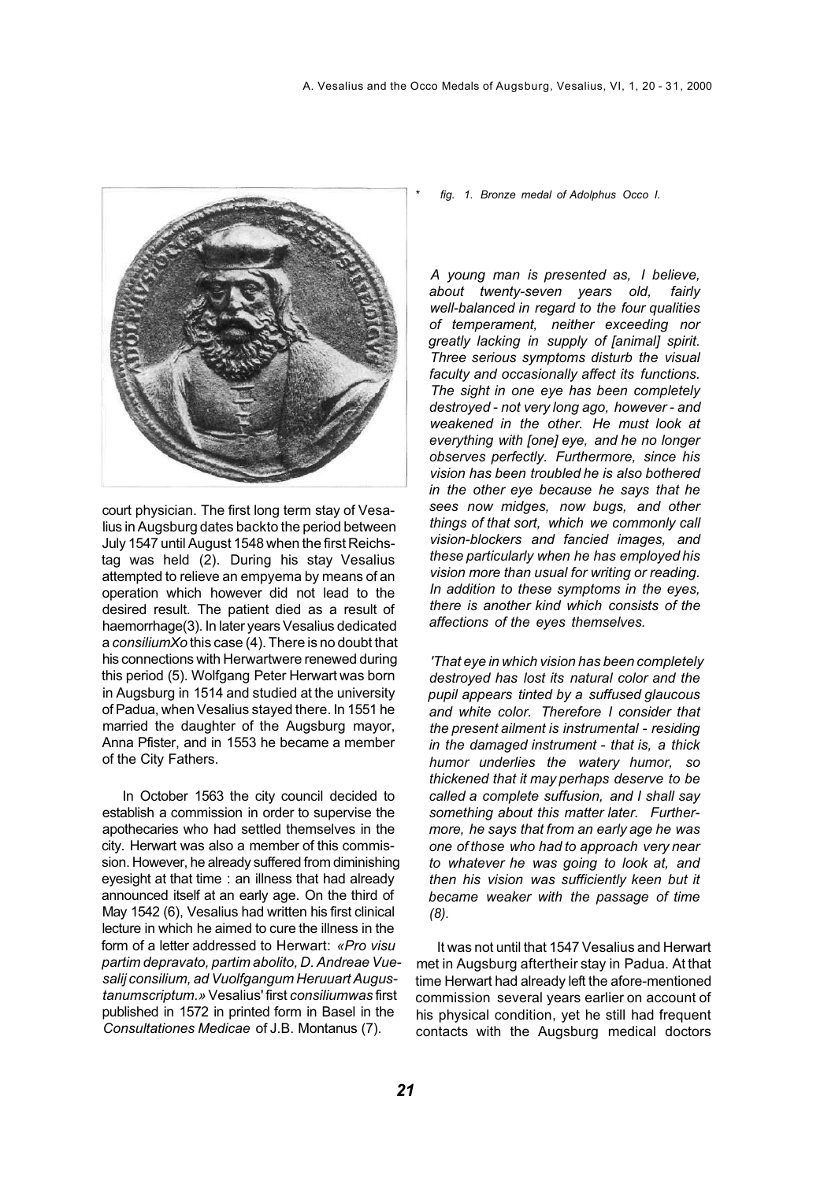court physician. The first long term stay of Vesalius in Augsburg dates backto the period between July 1547 until August 1548 when the first Reichstag was held (2). During his stay Vesalius attempted to relieve an empyema by means of an operation which however did not lead to the desired result. The patient died as a result of haemorrhage(3). In later years Vesalius dedicated a *consiliumXo* this case (4). There is no doubt that his connections with Herwartwere renewed during this period (5). Wolfgang Peter Herwart was born in Augsburg in 1514 and studied at the university of Padua, when Vesalius stayed there. In 1551 he married the daughter of the Augsburg mayor, Anna Pfister, and in 1553 he became a member of the City Fathers.

In October 1563 the city council decided to establish a commission in order to supervise the apothecaries who had settled themselves in the city. Herwart was also a member of this commission. However, he already suffered from diminishing eyesight at that time : an illness that had already announced itself at an early age. On the third of May 1542 (6), Vesalius had written his first clinical lecture in which he aimed to cure the illness in the form of a letter addressed to Herwart: *«Pro visu partim depravato, partim abolito, D. Andreae Vuesalij consilium, ad Vuolfgangum Heruuart Augustanumscriptum.»* Vesalius' first *consiliumwas* first published in 1572 in printed form in Basel in the *Consultationes Medicae* of J.B. Montanus (7).

\* *fig. 1. Bronze medal of Adolphus Occo I.*

*A young man is presented as, I believe, about twenty-seven years old, fairly well-balanced in regard to the four qualities of temperament, neither exceeding nor greatly lacking in supply of [animal] spirit. Three serious symptoms disturb the visual faculty and occasionally affect its functions. The sight in one eye has been completely destroyed - not very long ago, however - and weakened in the other. He must look at everything with [one] eye, and he no longer observes perfectly. Furthermore, since his vision has been troubled he is also bothered in the other eye because he says that he sees now midges, now bugs, and other things of that sort, which we commonly call vision-blockers and fancied images, and these particularly when he has employed his vision more than usual for writing or reading. In addition to these symptoms in the eyes, there is another kind which consists of the affections of the eyes themselves.*

*'That eye in which vision has been completely destroyed has lost its natural color and the pupil appears tinted by a suffused glaucous and white color. Therefore I consider that the present ailment is instrumental - residing in the damaged instrument - that is, a thick humor underlies the watery humor, so thickened that it may perhaps deserve to be called a complete suffusion, and I shall say something about this matter later. Furthermore, he says that from an early age he was one of those who had to approach very near to whatever he was going to look at, and then his vision was sufficiently keen but it became weaker with the passage of time (8).*

It was not until that 1547 Vesalius and Herwart met in Augsburg aftertheir stay in Padua. At that time Herwart had already left the afore-mentioned commission several years earlier on account of his physical condition, yet he still had frequent contacts with the Augsburg medical doctors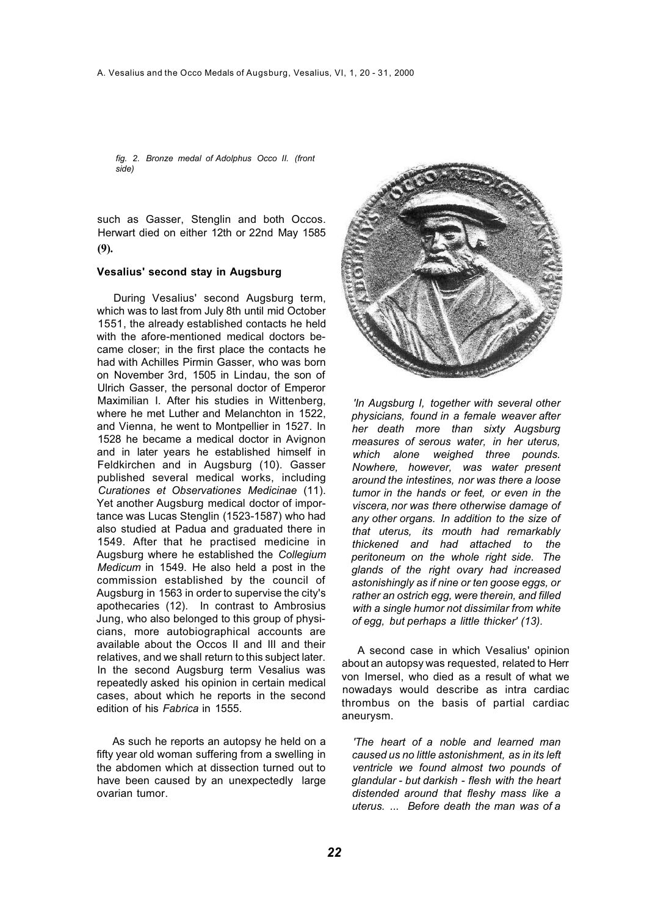*fig. 2. Bronze medal of Adolphus Occo II. (front side)*

such as Gasser, Stenglin and both Occos. Herwart died on either 12th or 22nd May 1585 **(9).**

### Vesalius' second stay in Augsburg

During Vesalius' second Augsburg term, which was to last from July 8th until mid October 1551, the already established contacts he held with the afore-mentioned medical doctors became closer; in the first place the contacts he had with Achilles Pirmin Gasser, who was born on November 3rd, 1505 in Lindau, the son of Ulrich Gasser, the personal doctor of Emperor Maximilian I. After his studies in Wittenberg, where he met Luther and Melanchton in 1522, and Vienna, he went to Montpellier in 1527. In 1528 he became a medical doctor in Avignon and in later years he established himself in Feldkirchen and in Augsburg (10). Gasser published several medical works, including *Curationes et Observationes Medicinae* (11). Yet another Augsburg medical doctor of importance was Lucas Stenglin (1523-1587) who had also studied at Padua and graduated there in 1549. After that he practised medicine in Augsburg where he established the *Collegium Medicum* in 1549. He also held a post in the commission established by the council of Augsburg in 1563 in order to supervise the city's apothecaries (12). In contrast to Ambrosius Jung, who also belonged to this group of physicians, more autobiographical accounts are available about the Occos II and III and their relatives, and we shall return to this subject later. In the second Augsburg term Vesalius was repeatedly asked his opinion in certain medical cases, about which he reports in the second edition of his *Fabrica* in 1555.

As such he reports an autopsy he held on a fifty year old woman suffering from a swelling in the abdomen which at dissection turned out to have been caused by an unexpectedly large ovarian tumor.

*'In Augsburg I, together with several other physicians, found in a female weaver after her death more than sixty Augsburg measures of serous water, in her uterus, which alone weighed three pounds. Nowhere, however, was water present around the intestines, nor was there a loose tumor in the hands or feet, or even in the viscera, nor was there otherwise damage of any other organs. In addition to the size of that uterus, its mouth had remarkably thickened and had attached to the peritoneum on the whole right side. The glands of the right ovary had increased astonishingly as if nine or ten goose eggs, or rather an ostrich egg, were therein, and filled with a single humor not dissimilar from white of egg, but perhaps a little thicker' (13).*

A second case in which Vesalius' opinion about an autopsy was requested, related to Herr von Imersel, who died as a result of what we nowadays would describe as intra cardiac thrombus on the basis of partial cardiac aneurysm.

*'The heart of a noble and learned man caused us no little astonishment, as in its left ventricle we found almost two pounds of glandular - but darkish - flesh with the heart distended around that fleshy mass like a uterus. ... Before death the man was of a*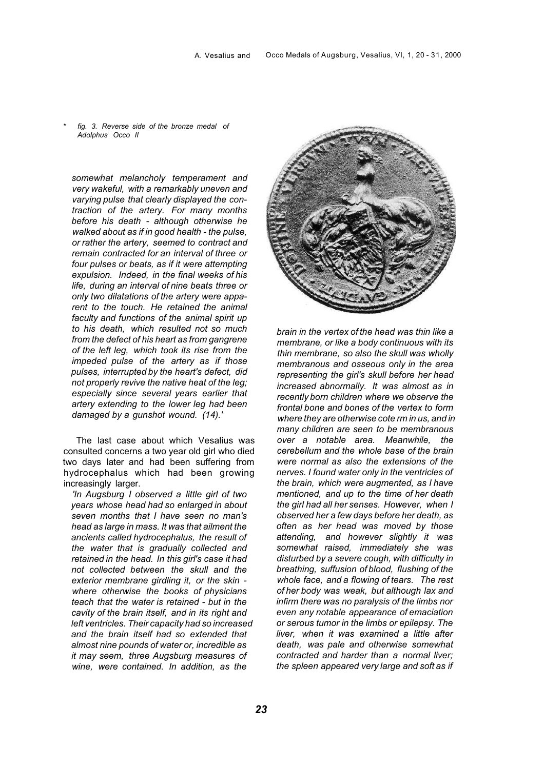\* *fig. 3. Reverse side of the bronze medal of Adolphus Occo II*

*somewhat melancholy temperament and very wakeful, with a remarkably uneven and varying pulse that clearly displayed the contraction of the artery. For many months before his death - although otherwise he walked about as if in good health - the pulse, or rather the artery, seemed to contract and remain contracted for an interval of three or four pulses or beats, as if it were attempting expulsion. Indeed, in the final weeks of his life, during an interval of nine beats three or only two dilatations of the artery were apparent to the touch. He retained the animal faculty and functions of the animal spirit up to his death, which resulted not so much from the defect of his heart as from gangrene of the left leg, which took its rise from the impeded pulse of the artery as if those pulses, interrupted by the heart's defect, did not properly revive the native heat of the leg; especially since several years earlier that artery extending to the lower leg had been damaged by a gunshot wound. (14).'*

The last case about which Vesalius was consulted concerns a two year old girl who died two days later and had been suffering from hydrocephalus which had been growing increasingly larger.

*'In Augsburg I observed a little girl of two years whose head had so enlarged in about seven months that I have seen no man's head as large in mass. It was that ailment the ancients called hydrocephalus, the result of the water that is gradually collected and retained in the head. In this girl's case it had not collected between the skull and the exterior membrane girdling it, or the skin - where otherwise the books of physicians teach that the water is retained - but in the cavity of the brain itself, and in its right and left ventricles. Their capacity had so increased and the brain itself had so extended that almost nine pounds of water or, incredible as it may seem, three Augsburg measures of wine, were contained. In addition, as the brain in the vertex of the head was thin like a membrane, or like a body continuous with its thin membrane, so also the skull was wholly membranous and osseous only in the area representing the girl's skull before her head increased abnormally. It was almost as in recently born children where we observe the frontal bone and bones of the vertex to form where they are otherwise cote rm in us, and in many children are seen to be membranous over a notable area. Meanwhile, the cerebellum and the whole base of the brain were normal as also the extensions of the nerves. I found water only in the ventricles of the brain, which were augmented, as I have mentioned, and up to the time of her death the girl had all her senses. However, when I observed her a few days before her death, as often as her head was moved by those attending, and however slightly it was somewhat raised, immediately she was disturbed by a severe cough, with difficulty in breathing, suffusion of blood, flushing of the whole face, and a flowing of tears. The rest of her body was weak, but although lax and infirm there was no paralysis of the limbs nor even any notable appearance of emaciation or serous tumor in the limbs or epilepsy. The liver, when it was examined a little after death, was pale and otherwise somewhat contracted and harder than a normal liver; the spleen appeared very large and soft as if*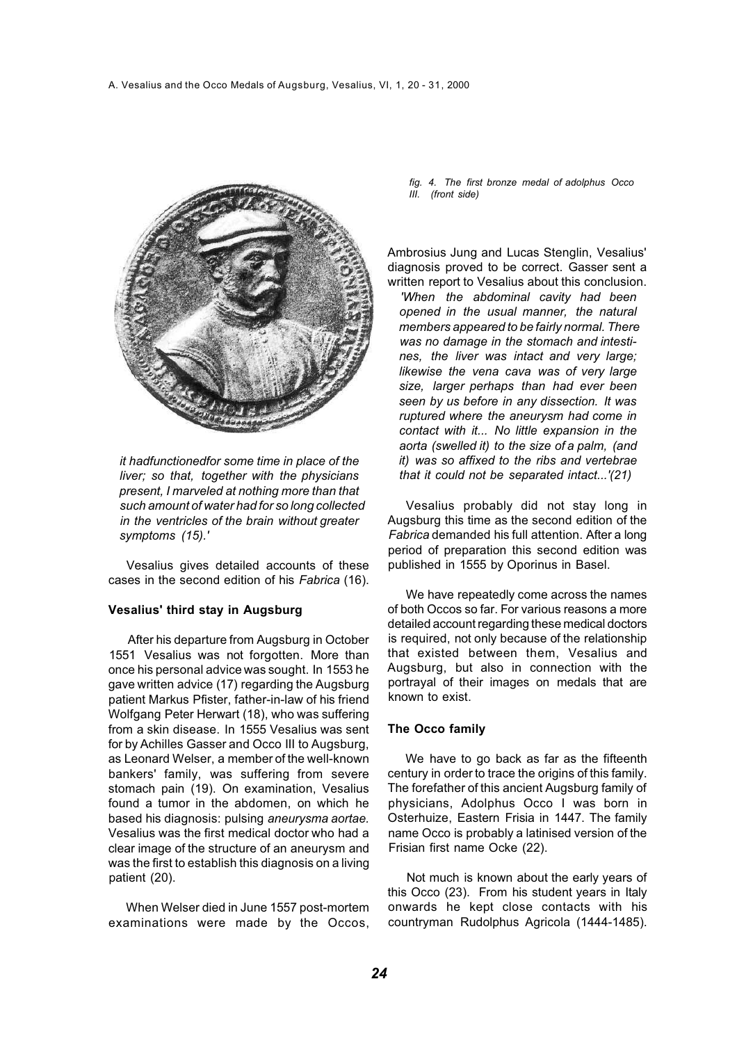*it hadfunctionedfor some time in place of the liver; so that, together with the physicians present, I marveled at nothing more than that such amount of water had for so long collected in the ventricles of the brain without greater symptoms (15).'*

Vesalius gives detailed accounts of these cases in the second edition of his *Fabrica* (16).

### Vesalius' third stay in Augsburg

After his departure from Augsburg in October 1551 Vesalius was not forgotten. More than once his personal advice was sought. In 1553 he gave written advice (17) regarding the Augsburg patient Markus Pfister, father-in-law of his friend Wolfgang Peter Herwart (18), who was suffering from a skin disease. In 1555 Vesalius was sent for by Achilles Gasser and Occo III to Augsburg, as Leonard Welser, a member of the well-known bankers' family, was suffering from severe stomach pain (19). On examination, Vesalius found a tumor in the abdomen, on which he based his diagnosis: pulsing *aneurysma aortae.* Vesalius was the first medical doctor who had a clear image of the structure of an aneurysm and was the first to establish this diagnosis on a living patient (20).

When Welser died in June 1557 post-mortem examinations were made by the Occos,

*fig. 4. The first bronze medal of adolphus Occo III. (front side)*

Ambrosius Jung and Lucas Stenglin, Vesalius' diagnosis proved to be correct. Gasser sent a written report to Vesalius about this conclusion.

*'When the abdominal cavity had been opened in the usual manner, the natural members appeared to be fairly normal. There was no damage in the stomach and intestines, the liver was intact and very large; likewise the vena cava was of very large size, larger perhaps than had ever been seen by us before in any dissection. It was ruptured where the aneurysm had come in contact with it... No little expansion in the aorta (swelled it) to the size of a palm, (and it) was so affixed to the ribs and vertebrae that it could not be separated intact...'(21)*

Vesalius probably did not stay long in Augsburg this time as the second edition of the *Fabrica* demanded his full attention. After a long period of preparation this second edition was published in 1555 by Oporinus in Basel.

We have repeatedly come across the names of both Occos so far. For various reasons a more detailed account regarding these medical doctors is required, not only because of the relationship that existed between them, Vesalius and Augsburg, but also in connection with the portrayal of their images on medals that are known to exist.

### The Occo family

We have to go back as far as the fifteenth century in order to trace the origins of this family. The forefather of this ancient Augsburg family of physicians, Adolphus Occo I was born in Osterhuize, Eastern Frisia in 1447. The family name Occo is probably a latinised version of the Frisian first name Ocke (22).

Not much is known about the early years of this Occo (23). From his student years in Italy onwards he kept close contacts with his countryman Rudolphus Agricola (1444-1485).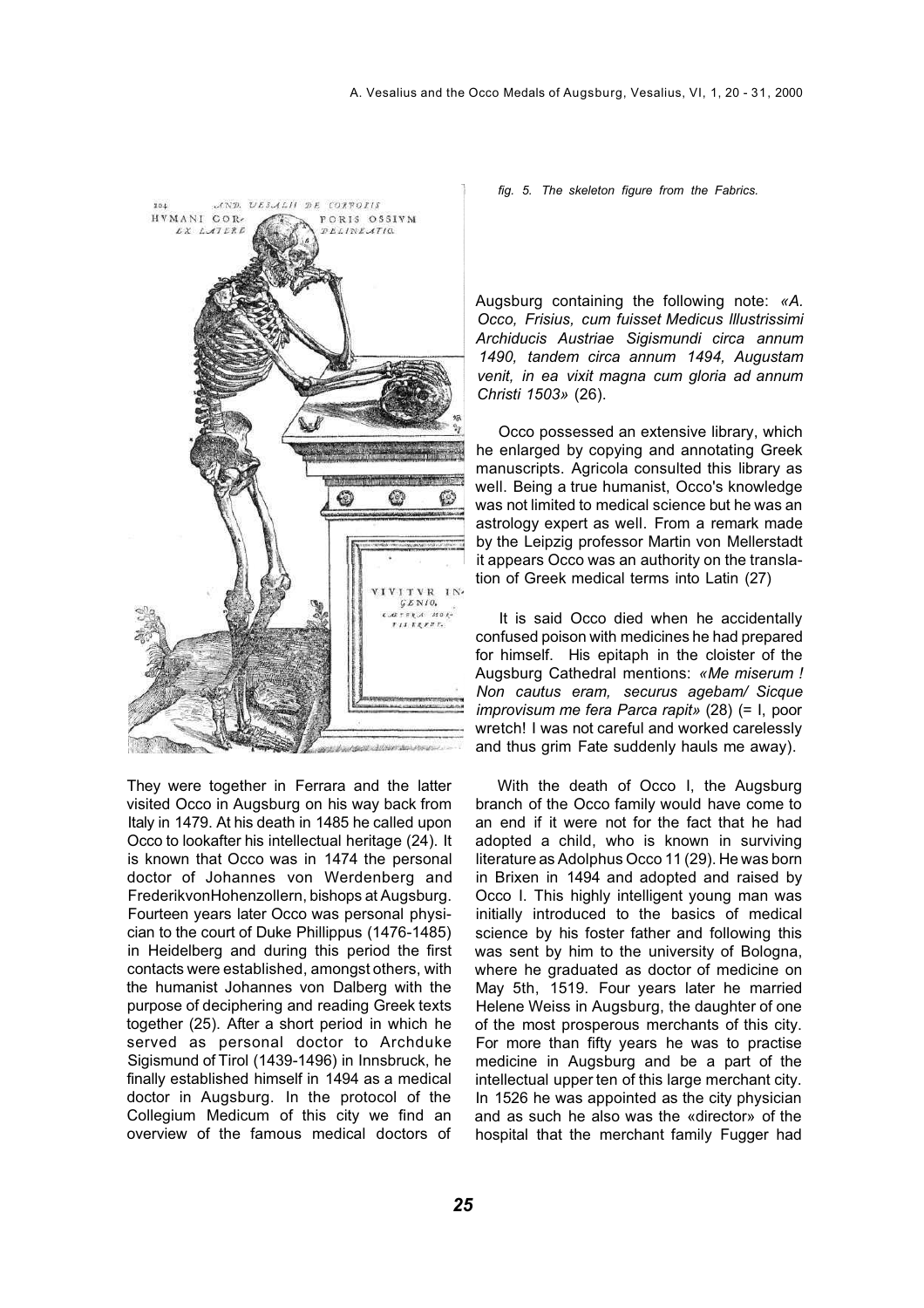*fig. 5. The skeleton figure from the Fabrics.*

They were together in Ferrara and the latter visited Occo in Augsburg on his way back from Italy in 1479. At his death in 1485 he called upon Occo to lookafter his intellectual heritage (24). It is known that Occo was in 1474 the personal doctor of Johannes von Werdenberg and FrederikvonHohenzollern, bishops at Augsburg. Fourteen years later Occo was personal physician to the court of Duke Phillippus (1476-1485) in Heidelberg and during this period the first contacts were established, amongst others, with the humanist Johannes von Dalberg with the purpose of deciphering and reading Greek texts together (25). After a short period in which he served as personal doctor to Archduke Sigismund of Tirol (1439-1496) in Innsbruck, he finally established himself in 1494 as a medical doctor in Augsburg. In the protocol of the Collegium Medicum of this city we find an overview of the famous medical doctors of Augsburg containing the following note: *«A. Occo, Frisius, cum fuisset Medicus Illustrissimi Archiducis Austriae Sigismundi circa annum 1490, tandem circa annum 1494, Augustam venit, in ea vixit magna cum gloria ad annum Christi 1503»* (26).

Occo possessed an extensive library, which he enlarged by copying and annotating Greek manuscripts. Agricola consulted this library as well. Being a true humanist, Occo's knowledge was not limited to medical science but he was an astrology expert as well. From a remark made by the Leipzig professor Martin von Mellerstadt it appears Occo was an authority on the translation of Greek medical terms into Latin (27)

It is said Occo died when he accidentally confused poison with medicines he had prepared for himself. His epitaph in the cloister of the Augsburg Cathedral mentions: *«Me miserum ! Non cautus eram, securus agebam/ Sicque improvisum me fera Parca rapit»* (28) (= I, poor wretch! I was not careful and worked carelessly and thus grim Fate suddenly hauls me away).

With the death of Occo I, the Augsburg branch of the Occo family would have come to an end if it were not for the fact that he had adopted a child, who is known in surviving literature as Adolphus Occo 11 (29). He was born in Brixen in 1494 and adopted and raised by Occo I. This highly intelligent young man was initially introduced to the basics of medical science by his foster father and following this was sent by him to the university of Bologna, where he graduated as doctor of medicine on May 5th, 1519. Four years later he married Helene Weiss in Augsburg, the daughter of one of the most prosperous merchants of this city. For more than fifty years he was to practise medicine in Augsburg and be a part of the intellectual upper ten of this large merchant city. In 1526 he was appointed as the city physician and as such he also was the «director» of the hospital that the merchant family Fugger had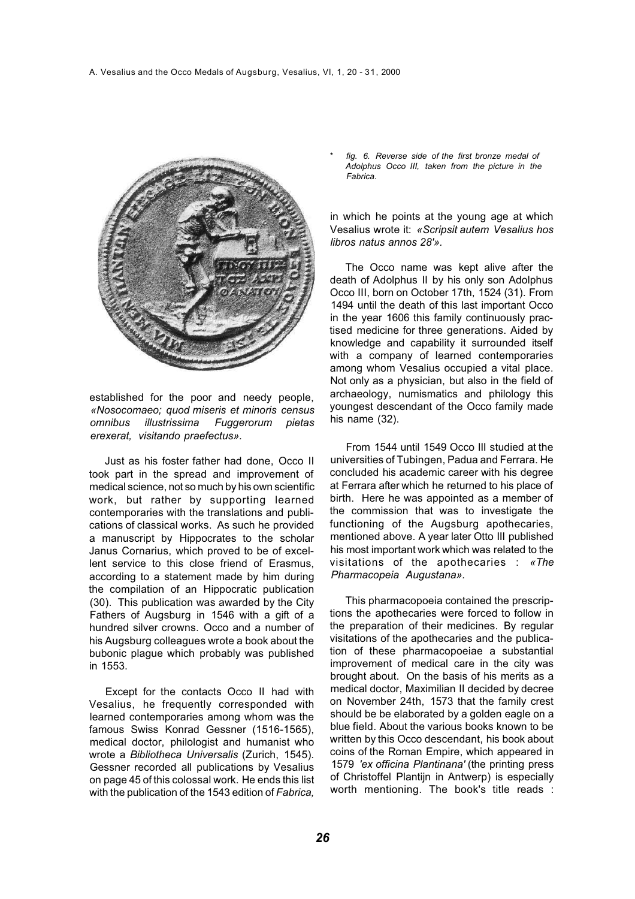\* *fig. 6. Reverse side of the first bronze medal of Adolphus Occo III, taken from the picture in the Fabrica.*

established for the poor and needy people, *«Nosocomaeo; quod miseris et minoris census omnibus illustrissima Fuggerorum pietas erexerat, visitando praefectus».*

Just as his foster father had done, Occo II took part in the spread and improvement of medical science, not so much by his own scientific work, but rather by supporting learned contemporaries with the translations and publications of classical works. As such he provided a manuscript by Hippocrates to the scholar Janus Cornarius, which proved to be of excellent service to this close friend of Erasmus, according to a statement made by him during the compilation of an Hippocratic publication (30). This publication was awarded by the City Fathers of Augsburg in 1546 with a gift of a hundred silver crowns. Occo and a number of his Augsburg colleagues wrote a book about the bubonic plague which probably was published in 1553.

Except for the contacts Occo II had with Vesalius, he frequently corresponded with learned contemporaries among whom was the famous Swiss Konrad Gessner (1516-1565), medical doctor, philologist and humanist who wrote a *Bibliotheca Universalis* (Zurich, 1545). Gessner recorded all publications by Vesalius on page 45 of this colossal work. He ends this list with the publication of the 1543 edition of *Fabrica,* in which he points at the young age at which Vesalius wrote it: *«Scripsit autem Vesalius hos libros natus annos 28'».*

The Occo name was kept alive after the death of Adolphus II by his only son Adolphus Occo III, born on October 17th, 1524 (31). From 1494 until the death of this last important Occo in the year 1606 this family continuously practised medicine for three generations. Aided by knowledge and capability it surrounded itself with a company of learned contemporaries among whom Vesalius occupied a vital place. Not only as a physician, but also in the field of archaeology, numismatics and philology this youngest descendant of the Occo family made his name (32).

From 1544 until 1549 Occo III studied at the universities of Tubingen, Padua and Ferrara. He concluded his academic career with his degree at Ferrara after which he returned to his place of birth. Here he was appointed as a member of the commission that was to investigate the functioning of the Augsburg apothecaries, mentioned above. A year later Otto III published his most important work which was related to the visitations of the apothecaries : *«The Pharmacopeia Augustana».*

This pharmacopoeia contained the prescriptions the apothecaries were forced to follow in the preparation of their medicines. By regular visitations of the apothecaries and the publication of these pharmacopoeiae a substantial improvement of medical care in the city was brought about. On the basis of his merits as a medical doctor, Maximilian II decided by decree on November 24th, 1573 that the family crest should be be elaborated by a golden eagle on a blue field. About the various books known to be written by this Occo descendant, his book about coins of the Roman Empire, which appeared in 1579 *'ex officina Plantinana'* (the printing press of Christoffel Plantijn in Antwerp) is especially worth mentioning. The book's title reads :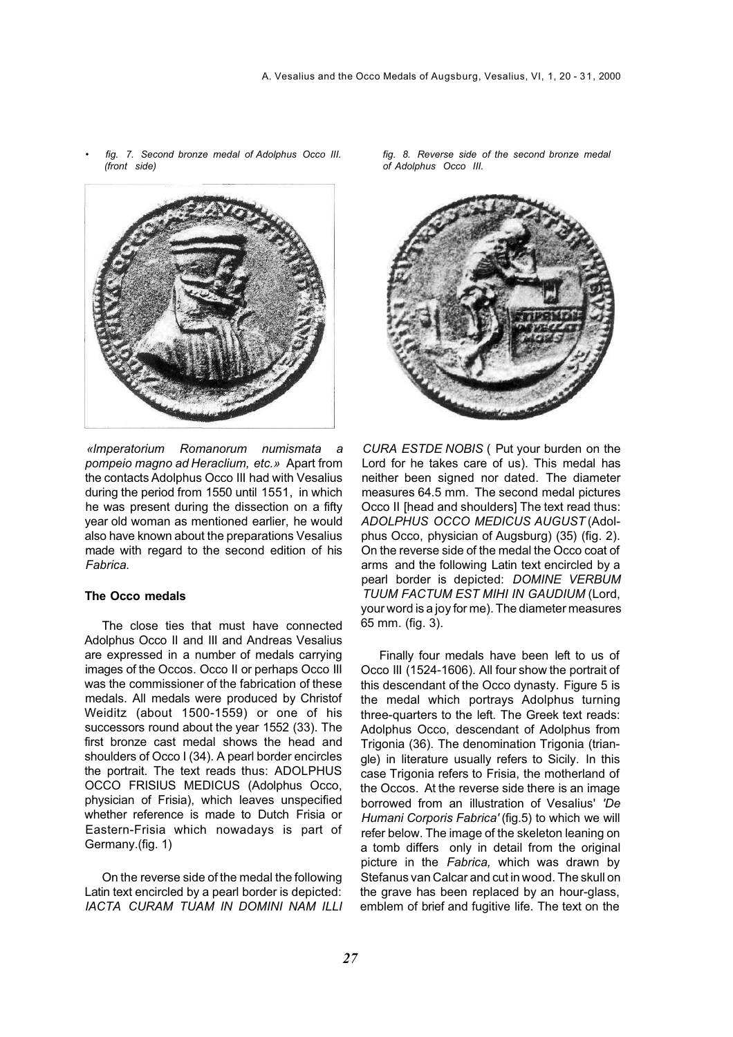• *fig. 7. Second bronze medal of Adolphus Occo III. (front side)*

*fig. 8. Reverse side of the second bronze medal of Adolphus Occo III.*

*«Imperatorium Romanorum numismata a pompeio magno ad Heraclium, etc.»* Apart from the contacts Adolphus Occo III had with Vesalius during the period from 1550 until 1551, in which he was present during the dissection on a fifty year old woman as mentioned earlier, he would also have known about the preparations Vesalius made with regard to the second edition of his *Fabrica.*

**The Occo medals**

The close ties that must have connected Adolphus Occo II and III and Andreas Vesalius are expressed in a number of medals carrying images of the Occos. Occo II or perhaps Occo III was the commissioner of the fabrication of these medals. All medals were produced by Christof Weiditz (about 1500-1559) or one of his successors round about the year 1552 (33). The first bronze cast medal shows the head and shoulders of Occo I (34). A pearl border encircles the portrait. The text reads thus: ADOLPHUS OCCO FRISIUS MEDICUS (Adolphus Occo, physician of Frisia), which leaves unspecified whether reference is made to Dutch Frisia or Eastern-Frisia which nowadays is part of Germany.(fig. 1)

On the reverse side of the medal the following Latin text encircled by a pearl border is depicted: *IACTA CURAM TUAM IN DOMINI NAM ILLI CURA ESTDE NOBIS* ( Put your burden on the Lord for he takes care of us). This medal has neither been signed nor dated. The diameter measures 64.5 mm. The second medal pictures Occo II [head and shoulders] The text read thus: *ADOLPHUS OCCO MEDICUS AUGUST* (Adolphus Occo, physician of Augsburg) (35) (fig. 2). On the reverse side of the medal the Occo coat of arms and the following Latin text encircled by a pearl border is depicted: *DOMINE VERBUM TUUM FACTUM EST MIHI IN GAUDIUM* (Lord, your word is a joy for me). The diameter measures 65 mm. (fig. 3).

Finally four medals have been left to us of Occo III (1524-1606). All four show the portrait of this descendant of the Occo dynasty. Figure 5 is the medal which portrays Adolphus turning three-quarters to the left. The Greek text reads: Adolphus Occo, descendant of Adolphus from Trigonia (36). The denomination Trigonia (triangle) in literature usually refers to Sicily. In this case Trigonia refers to Frisia, the motherland of the Occos. At the reverse side there is an image borrowed from an illustration of Vesalius' *'De Humani Corporis Fabrica'* (fig.5) to which we will refer below. The image of the skeleton leaning on a tomb differs only in detail from the original picture in the *Fabrica,* which was drawn by Stefanus van Calcar and cut in wood. The skull on the grave has been replaced by an hour-glass, emblem of brief and fugitive life. The text on the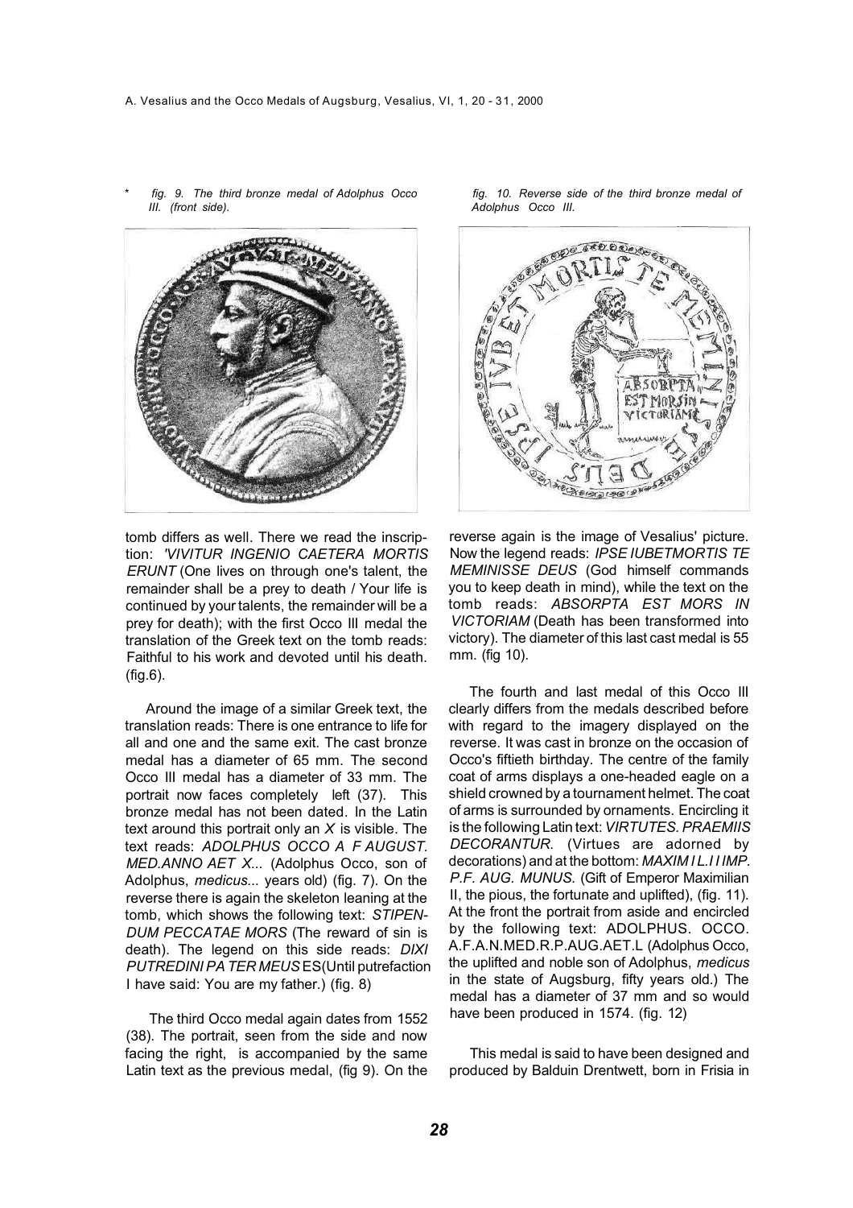\* fig. 9. The third bronze medal of Adolphus Occo III. (front side).

fig. 10. Reverse side of the third bronze medal of Adolphus Occo III.

tomb differs as well. There we read the inscription: *'VIVITUR INGENIO CAETERA MORTIS ERUNT* (One lives on through one's talent, the remainder shall be a prey to death / Your life is continued by your talents, the remainder will be a prey for death); with the first Occo III medal the translation of the Greek text on the tomb reads: Faithful to his work and devoted until his death. (fig.6).

Around the image of a similar Greek text, the translation reads: There is one entrance to life for all and one and the same exit. The cast bronze medal has a diameter of 65 mm. The second Occo III medal has a diameter of 33 mm. The portrait now faces completely left (37). This bronze medal has not been dated. In the Latin text around this portrait only an *X* is visible. The text reads: *ADOLPHUS OCCO A F AUGUST. MED.ANNO AET X...* (Adolphus Occo, son of Adolphus, *medicus*... years old) (fig. 7). On the reverse there is again the skeleton leaning at the tomb, which shows the following text: *STIPENDUM PECCATAE MORS* (The reward of sin is death). The legend on this side reads: *DIXI PUTREDINI PA TER MEUS* ES(Until putrefaction I have said: You are my father.) (fig. 8)

The third Occo medal again dates from 1552 (38). The portrait, seen from the side and now facing the right, is accompanied by the same Latin text as the previous medal, (fig 9). On the reverse again is the image of Vesalius' picture. Now the legend reads: *IPSE IUBETMORTIS TE MEMINISSE DEUS* (God himself commands you to keep death in mind), while the text on the tomb reads: *ABSORPTA EST MORS IN VICTORIAM* (Death has been transformed into victory). The diameter of this last cast medal is 55 mm. (fig 10).

The fourth and last medal of this Occo III clearly differs from the medals described before with regard to the imagery displayed on the reverse. It was cast in bronze on the occasion of Occo's fiftieth birthday. The centre of the family coat of arms displays a one-headed eagle on a shield crowned by a tournament helmet. The coat of arms is surrounded by ornaments. Encircling it is the following Latin text: *VIRTUTES. PRAEMIIS DECORANTUR.* (Virtues are adorned by decorations) and at the bottom: *MAXIM I L.I I IMP. P.F. AUG. MUNUS.* (Gift of Emperor Maximilian II, the pious, the fortunate and uplifted), (fig. 11). At the front the portrait from aside and encircled by the following text: ADOLPHUS. OCCO. A.F.A.N.MED.R.P.AUG.AET.L (Adolphus Occo, the uplifted and noble son of Adolphus, *medicus* in the state of Augsburg, fifty years old.) The medal has a diameter of 37 mm and so would have been produced in 1574. (fig. 12)

This medal is said to have been designed and produced by Balduin Drentwett, born in Frisia in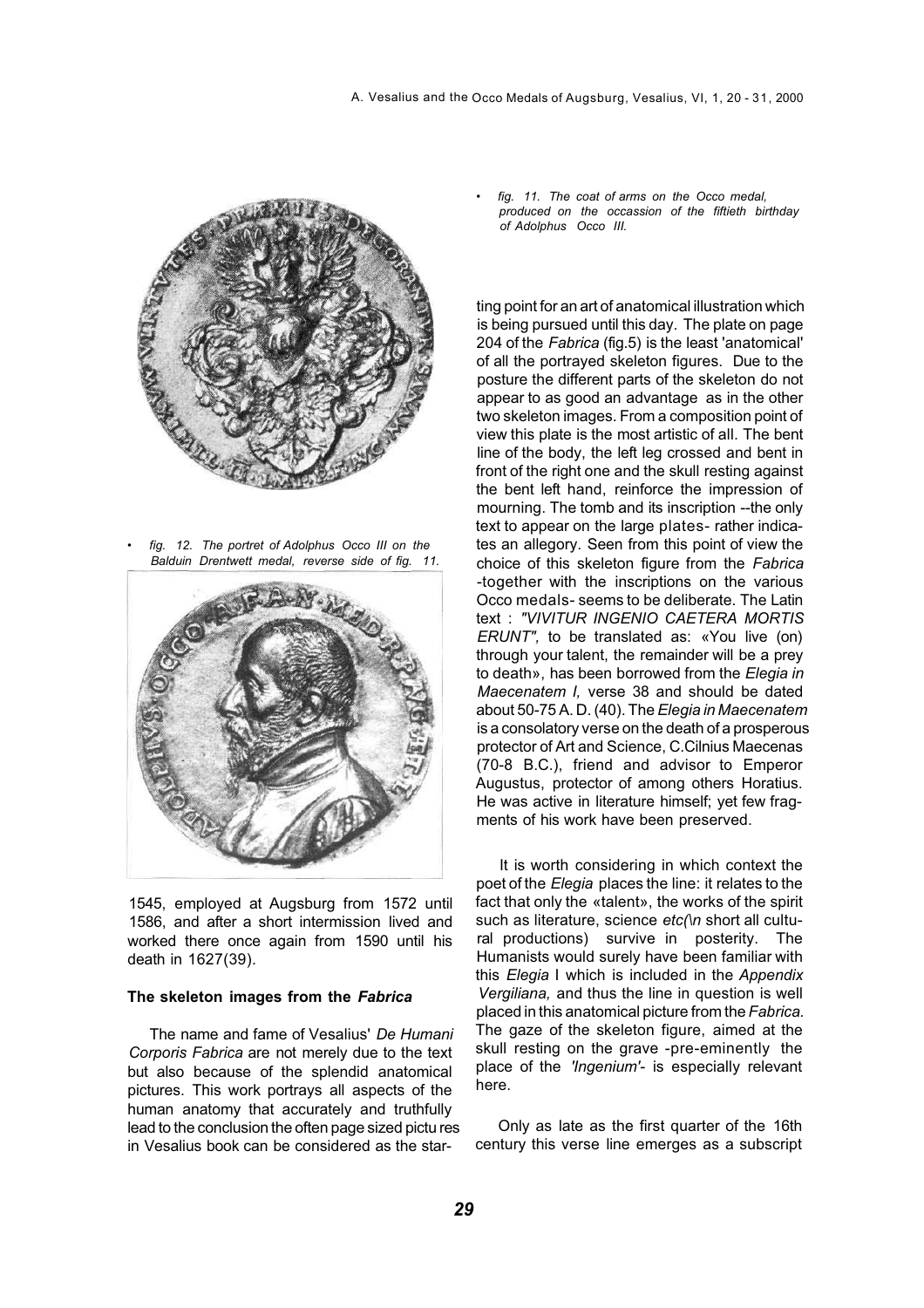• *fig. 11. The coat of arms on the Occo medal, produced on the occassion of the fiftieth birthday of Adolphus Occo III.*

• *fig. 12. The portret of Adolphus Occo III on the Balduin Drentwett medal, reverse side of fig. 11.*

1545, employed at Augsburg from 1572 until 1586, and after a short intermission lived and worked there once again from 1590 until his death in 1627(39).

### The skeleton images from the *Fabrica*

The name and fame of Vesalius' *De Humani Corporis Fabrica* are not merely due to the text but also because of the splendid anatomical pictures. This work portrays all aspects of the human anatomy that accurately and truthfully lead to the conclusion the often page sized pictu res in Vesalius book can be considered as the starting point for an art of anatomical illustration which is being pursued until this day. The plate on page 204 of the *Fabrica* (fig.5) is the least 'anatomical' of all the portrayed skeleton figures. Due to the posture the different parts of the skeleton do not appear to as good an advantage as in the other two skeleton images. From a composition point of view this plate is the most artistic of all. The bent line of the body, the left leg crossed and bent in front of the right one and the skull resting against the bent left hand, reinforce the impression of mourning. The tomb and its inscription --the only text to appear on the large plates- rather indicates an allegory. Seen from this point of view the choice of this skeleton figure from the *Fabrica* -together with the inscriptions on the various Occo medals- seems to be deliberate. The Latin text : *"VIVITUR INGENIO CAETERA MORTIS ERUNT",* to be translated as: «You live (on) through your talent, the remainder will be a prey to death», has been borrowed from the *Elegia in Maecenatem I,* verse 38 and should be dated about 50-75 A. D. (40). The *Elegia in Maecenatem* is a consolatory verse on the death of a prosperous protector of Art and Science, C.Cilnius Maecenas (70-8 B.C.), friend and advisor to Emperor Augustus, protector of among others Horatius. He was active in literature himself; yet few fragments of his work have been preserved.

It is worth considering in which context the poet of the *Elegia* places the line: it relates to the fact that only the «talent», the works of the spirit such as literature, science *etc(\n* short all cultural productions) survive in posterity. The Humanists would surely have been familiar with this *Elegia* I which is included in the *Appendix Vergiliana,* and thus the line in question is well placed in this anatomical picture from the *Fabrica.* The gaze of the skeleton figure, aimed at the skull resting on the grave -pre-eminently the place of the *'Ingenium'-* is especially relevant here.

Only as late as the first quarter of the 16th century this verse line emerges as a subscript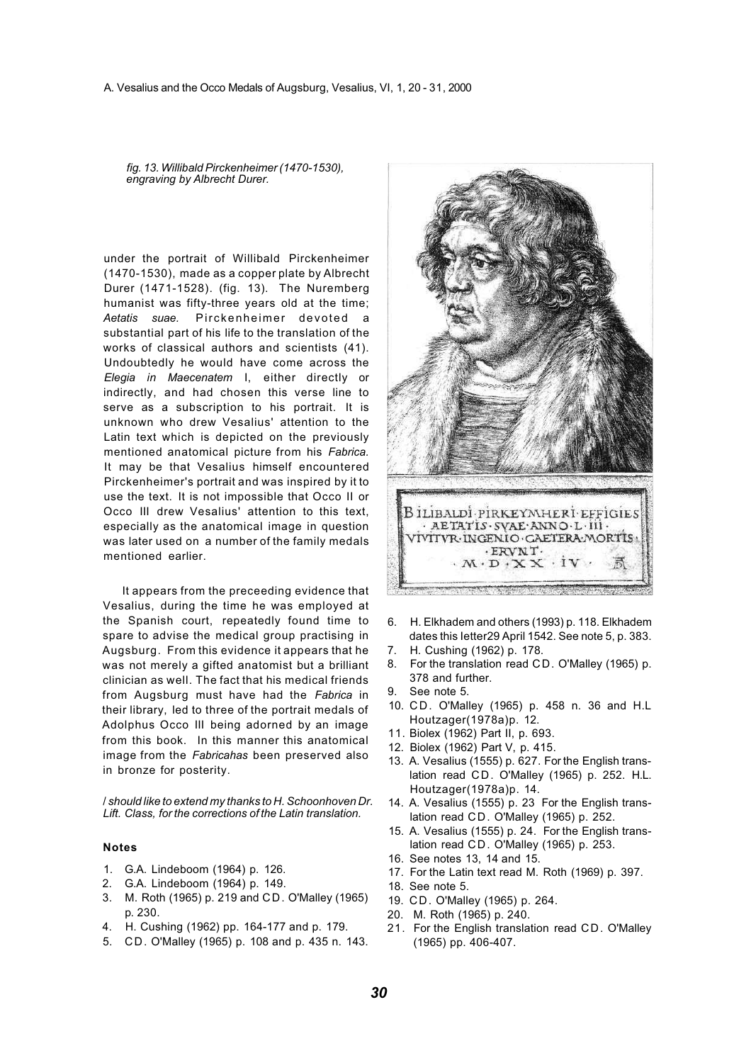*fig. 13. Willibald Pirckenheimer (1470-1530), engraving by Albrecht Durer.*

under the portrait of Willibald Pirckenheimer (1470-1530), made as a copper plate by Albrecht Durer (1471-1528). (fig. 13). The Nuremberg humanist was fifty-three years old at the time; *Aetatis suae.* Pirckenheimer devoted a substantial part of his life to the translation of the works of classical authors and scientists (41). Undoubtedly he would have come across the *Elegia in Maecenatem* I, either directly or indirectly, and had chosen this verse line to serve as a subscription to his portrait. It is unknown who drew Vesalius' attention to the Latin text which is depicted on the previously mentioned anatomical picture from his *Fabrica*. It may be that Vesalius himself encountered Pirckenheimer's portrait and was inspired by it to use the text. It is not impossible that Occo II or Occo III drew Vesalius' attention to this text, especially as the anatomical image in question was later used on a number of the family medals mentioned earlier.

It appears from the preceeding evidence that Vesalius, during the time he was employed at the Spanish court, repeatedly found time to spare to advise the medical group practising in Augsburg. From this evidence it appears that he was not merely a gifted anatomist but a brilliant clinician as well. The fact that his medical friends from Augsburg must have had the *Fabrica* in their library, led to three of the portrait medals of Adolphus Occo III being adorned by an image from this book. In this manner this anatomical image from the *Fabricahas* been preserved also in bronze for posterity.

*I should like to extend my thanks to H. Schoonhoven Dr. Lift. Class, for the corrections of the Latin translation.*

BILIBALDI·PIRKEYMHERI·EFFIGIES
·AETATIS·SVAE·ANNO·L·III·
VIVITVR·INGENIO·CAETERA·MORTIS·
·ERVNT·
·M·D·XX·IV·

### Notes

1. G.A. Lindeboom (1964) p. 126.
2. G.A. Lindeboom (1964) p. 149.
3. M. Roth (1965) p. 219 and CD. O'Malley (1965) p. 230.
4. H. Cushing (1962) pp. 164-177 and p. 179.
5. CD. O'Malley (1965) p. 108 and p. 435 n. 143.
6. H. Elkhadem and others (1993) p. 118. Elkhadem dates this letter29 April 1542. See note 5, p. 383.
7. H. Cushing (1962) p. 178.
8. For the translation read CD. O'Malley (1965) p. 378 and further.
9. See note 5.
10. CD. O'Malley (1965) p. 458 n. 36 and H.L Houtzager(1978a)p. 12.
11. Biolex (1962) Part II, p. 693.
12. Biolex (1962) Part V, p. 415.
13. A. Vesalius (1555) p. 627. For the English translation read CD. O'Malley (1965) p. 252. H.L. Houtzager(1978a)p. 14.
14. A. Vesalius (1555) p. 23 For the English translation read CD. O'Malley (1965) p. 252.
15. A. Vesalius (1555) p. 24. For the English translation read CD. O'Malley (1965) p. 253.
16. See notes 13, 14 and 15.
17. For the Latin text read M. Roth (1969) p. 397.
18. See note 5.
19. CD. O'Malley (1965) p. 264.
20. M. Roth (1965) p. 240.
21. For the English translation read CD. O'Malley (1965) pp. 406-407.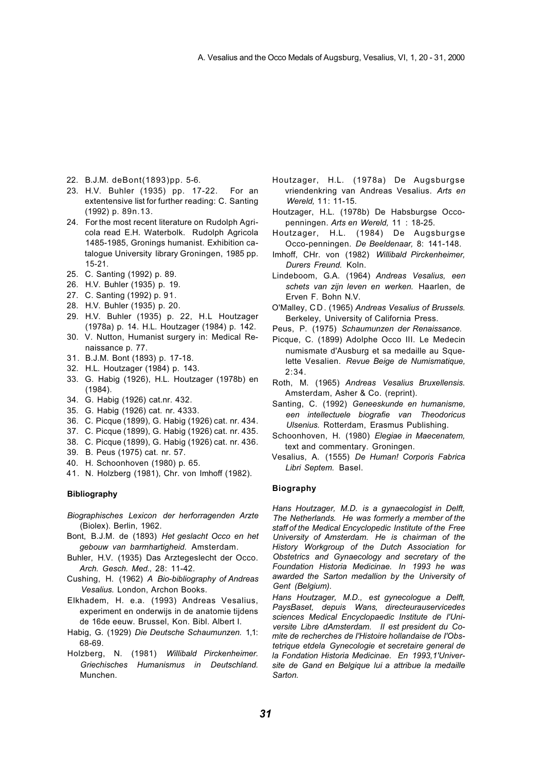22. B.J.M. deBont(1893)pp. 5-6.
23. H.V. Buhler (1935) pp. 17-22. For an extentensive list for further reading: C. Santing (1992) p. 89n.13.
24. For the most recent literature on Rudolph Agricola read E.H. Waterbolk. Rudolph Agricola 1485-1985, Gronings humanist. Exhibition catalogue University library Groningen, 1985 pp. 15-21.
25. C. Santing (1992) p. 89.
26. H.V. Buhler (1935) p. 19.
27. C. Santing (1992) p. 91.
28. H.V. Buhler (1935) p. 20.
29. H.V. Buhler (1935) p. 22, H.L Houtzager (1978a) p. 14. H.L. Houtzager (1984) p. 142.
30. V. Nutton, Humanist surgery in: Medical Renaissance p. 77.
31. B.J.M. Bont (1893) p. 17-18.
32. H.L. Houtzager (1984) p. 143.
33. G. Habig (1926), H.L. Houtzager (1978b) en (1984).
34. G. Habig (1926) cat.nr. 432.
35. G. Habig (1926) cat. nr. 4333.
36. C. Picque (1899), G. Habig (1926) cat. nr. 434.
37. C. Picque (1899), G. Habig (1926) cat. nr. 435.
38. C. Picque (1899), G. Habig (1926) cat. nr. 436.
39. B. Peus (1975) cat. nr. 57.
40. H. Schoonhoven (1980) p. 65.
41. N. Holzberg (1981), Chr. von Imhoff (1982).

#### Bibliography

*Biographisches Lexicon der herforragenden Arzte* (Biolex). Berlin, 1962.

Bont, B.J.M. de (1893) *Het geslacht Occo en het gebouw van barmhartigheid.* Amsterdam.

Buhler, H.V. (1935) Das Arztegeslecht der Occo. *Arch. Gesch. Med.,* 28: 11-42.

Cushing, H. (1962) *A Bio-bibliography of Andreas Vesalius.* London, Archon Books.

Elkhadem, H. e.a. (1993) Andreas Vesalius, experiment en onderwijs in de anatomie tijdens de 16de eeuw. Brussel, Kon. Bibl. Albert I.

Habig, G. (1929) *Die Deutsche Schaumunzen.* 1,1: 68-69.

Holzberg, N. (1981) *Willibald Pirckenheimer. Griechisches Humanismus in Deutschland.* Munchen.

Houtzager, H.L. (1978a) De Augsburgse vriendenkring van Andreas Vesalius. *Arts en Wereld,* 11: 11-15.

Houtzager, H.L. (1978b) De Habsburgse Occo-penningen. *Arts en Wereld,* 11 : 18-25.

Houtzager, H.L. (1984) De Augsburgse Occo-penningen. *De Beeldenaar,* 8: 141-148.

Imhoff, CHr. von (1982) *Willibald Pirckenheimer, Durers Freund.* Koln.

Lindeboom, G.A. (1964) *Andreas Vesalius, een schets van zijn leven en werken.* Haarlen, de Erven F. Bohn N.V.

O'Malley, C.D. (1965) *Andreas Vesalius of Brussels.* Berkeley, University of California Press.

Peus, P. (1975) *Schaumunzen der Renaissance.*

Picque, C. (1899) Adolphe Occo III. Le Medecin numismate d'Ausburg et sa medaille au Squelette Vesalien. *Revue Beige de Numismatique,* 2:34.

Roth, M. (1965) *Andreas Vesalius Bruxellensis.* Amsterdam, Asher & Co. (reprint).

Santing, C. (1992) *Geneeskunde en humanisme, een intellectuele biografie van Theodoricus Ulsenius.* Rotterdam, Erasmus Publishing.

Schoonhoven, H. (1980) *Elegiae in Maecenatem,* text and commentary. Groningen.

Vesalius, A. (1555) *De Human! Corporis Fabrica Libri Septem.* Basel.

#### Biography

*Hans Houtzager, M.D. is a gynaecologist in Delft, The Netherlands. He was formerly a member of the staff of the Medical Encyclopedic Institute of the Free University of Amsterdam. He is chairman of the History Workgroup of the Dutch Association for Obstetrics and Gynaecology and secretary of the Foundation Historia Medicinae. In 1993 he was awarded the Sarton medallion by the University of Gent (Belgium).*

*Hans Houtzager, M.D., est gynecologue a Delft, PaysBaset, depuis Wans, directeurauservicedes sciences Medical Encyclopaedic Institute de l'Universite Libre dAmsterdam. Il est president du Comite de recherches de l'Histoire hollandaise de l'Obstetrique etdela Gynecologie et secretaire general de la Fondation Historia Medicinae. En 1993,1'Universite de Gand en Belgique lui a attribue la medaille Sarton.*